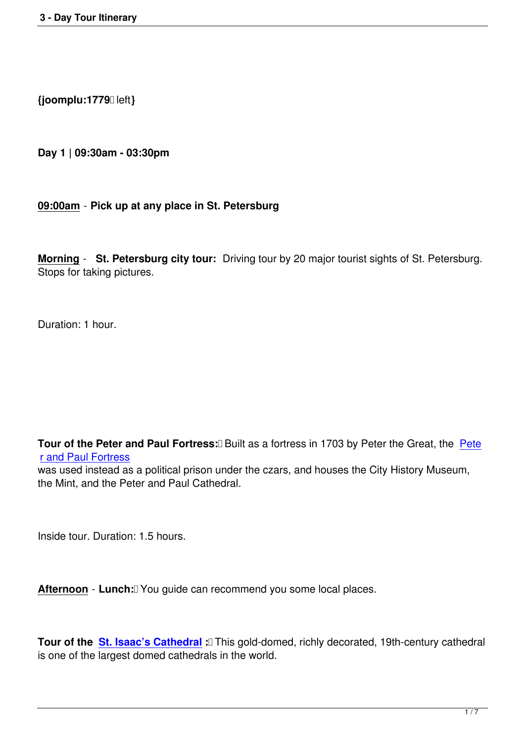{joomplu:1779 left}

**Day 1 | 09:30am - 03:30pm**

**09:00am** - **Pick up at any place in St. Petersburg**

**Morning** - **St. Petersburg city tour:** Driving tour by 20 major tourist sights of St. Petersburg. Stops for taking pictures.

Duration: 1 hour.

**Tour of the Peter and Paul Fortress:** Built as a fortress in 1703 by Peter the Great, the Peter and Paul Fortress was used instead as a political prison under the czars, and houses the City History Museum, the Mint, and the Peter and Paul Cathedral.

Inside tour. Duration: 1.5 hours.

**Afternoon** - **Lunch:** You guide can recommend you some local places.

**Tour of the St. Isaac's Cathedral :** This gold-domed, richly decorated, 19th-century cathedral is one of the largest domed cathedrals in the world.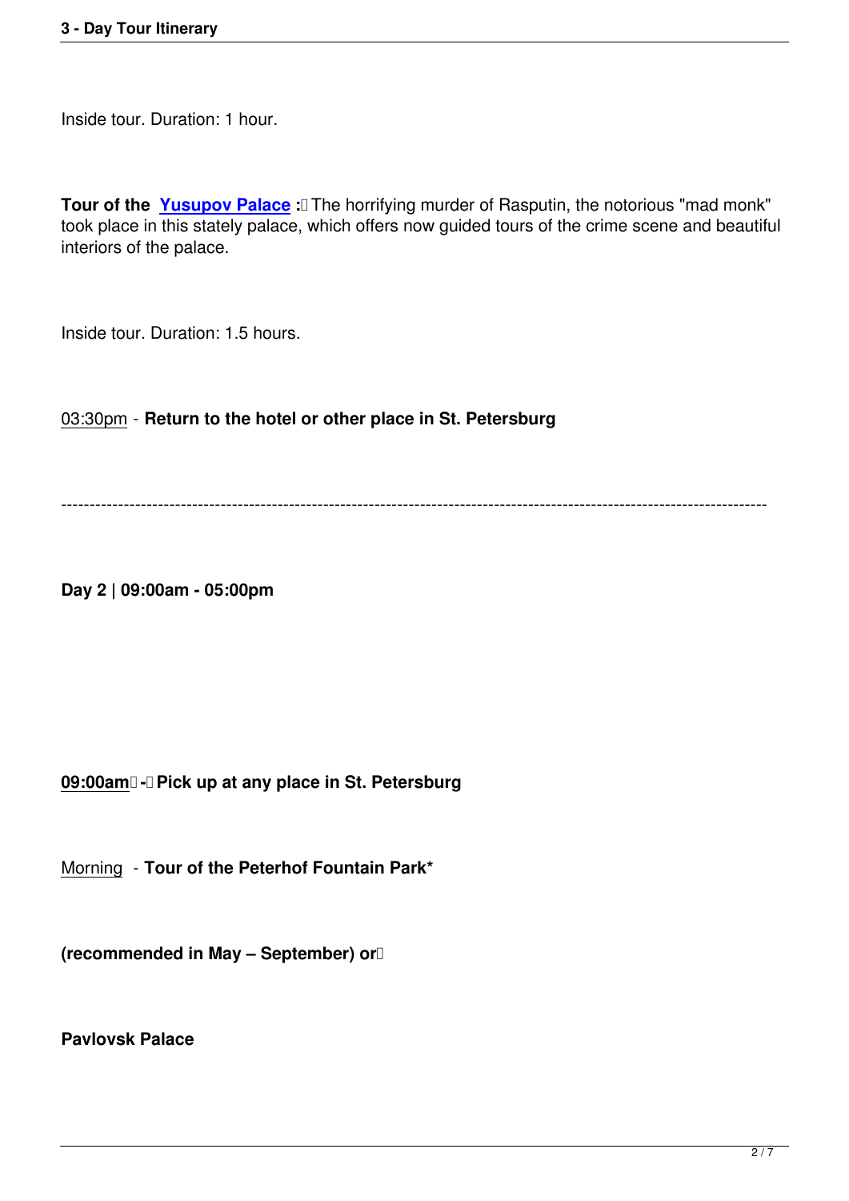Inside tour. Duration: 1 hour.

**Tour of the Yusupov Palace :** The horrifying murder of Rasputin, the notorious "mad monk" took place in this stately palace, which offers now guided tours of the crime scene and beautiful interiors of the palace.

Inside tour. Duration: 1.5 hours.

03:30pm - **Return to the hotel or other place in St. Petersburg**

---

**Day 2 | 09:00am - 05:00pm**

**09:00am - Pick up at any place in St. Petersburg**

Morning - **Tour of the Peterhof Fountain Park***

**(recommended in May – September) or**

**Pavlovsk Palace**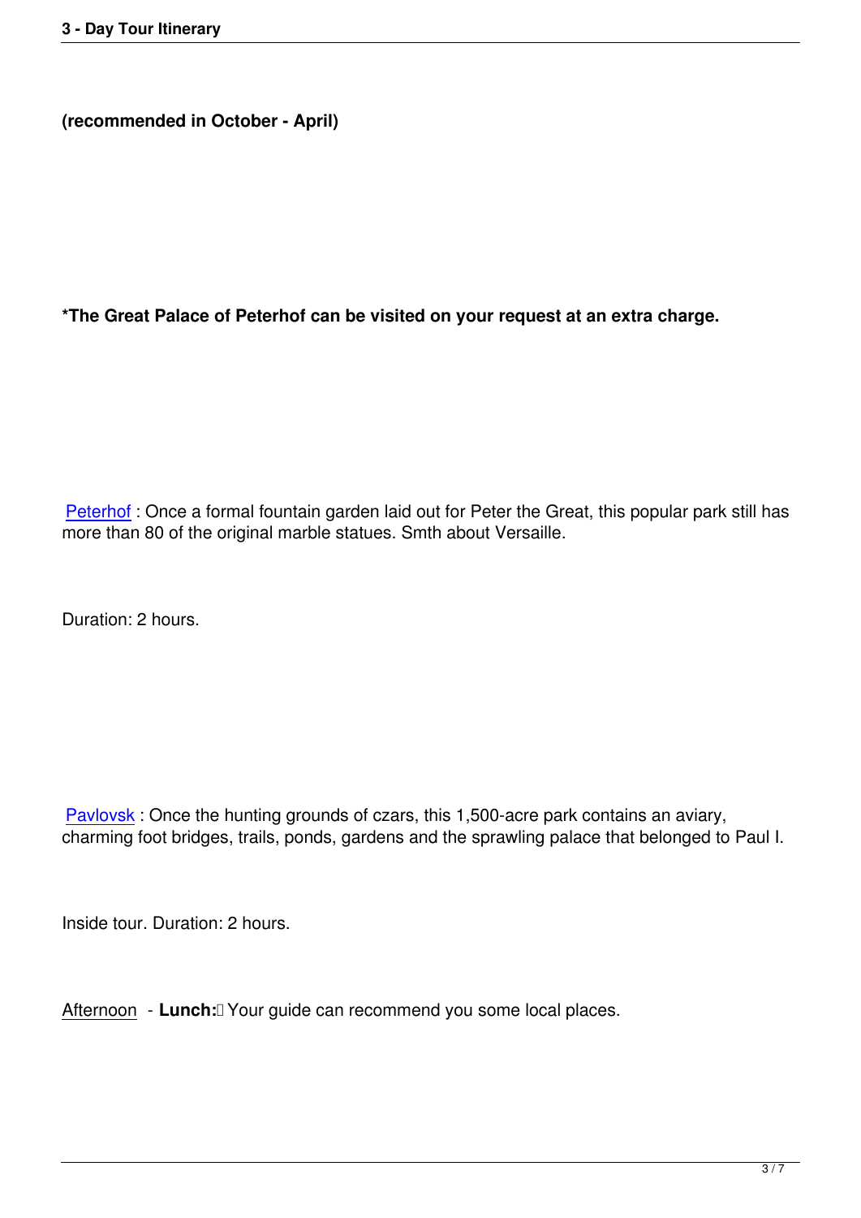**(recommended in October - April)**

**\*The Great Palace of Peterhof can be visited on your request at an extra charge.**

Peterhof : Once a formal fountain garden laid out for Peter the Great, this popular park still has more than 80 of the original marble statues. Smth about Versaille.

Duration: 2 hours.

Pavlovsk : Once the hunting grounds of czars, this 1,500-acre park contains an aviary, charming foot bridges, trails, ponds, gardens and the sprawling palace that belonged to Paul I.

Inside tour. Duration: 2 hours.

Afternoon - **Lunch:** Your guide can recommend you some local places.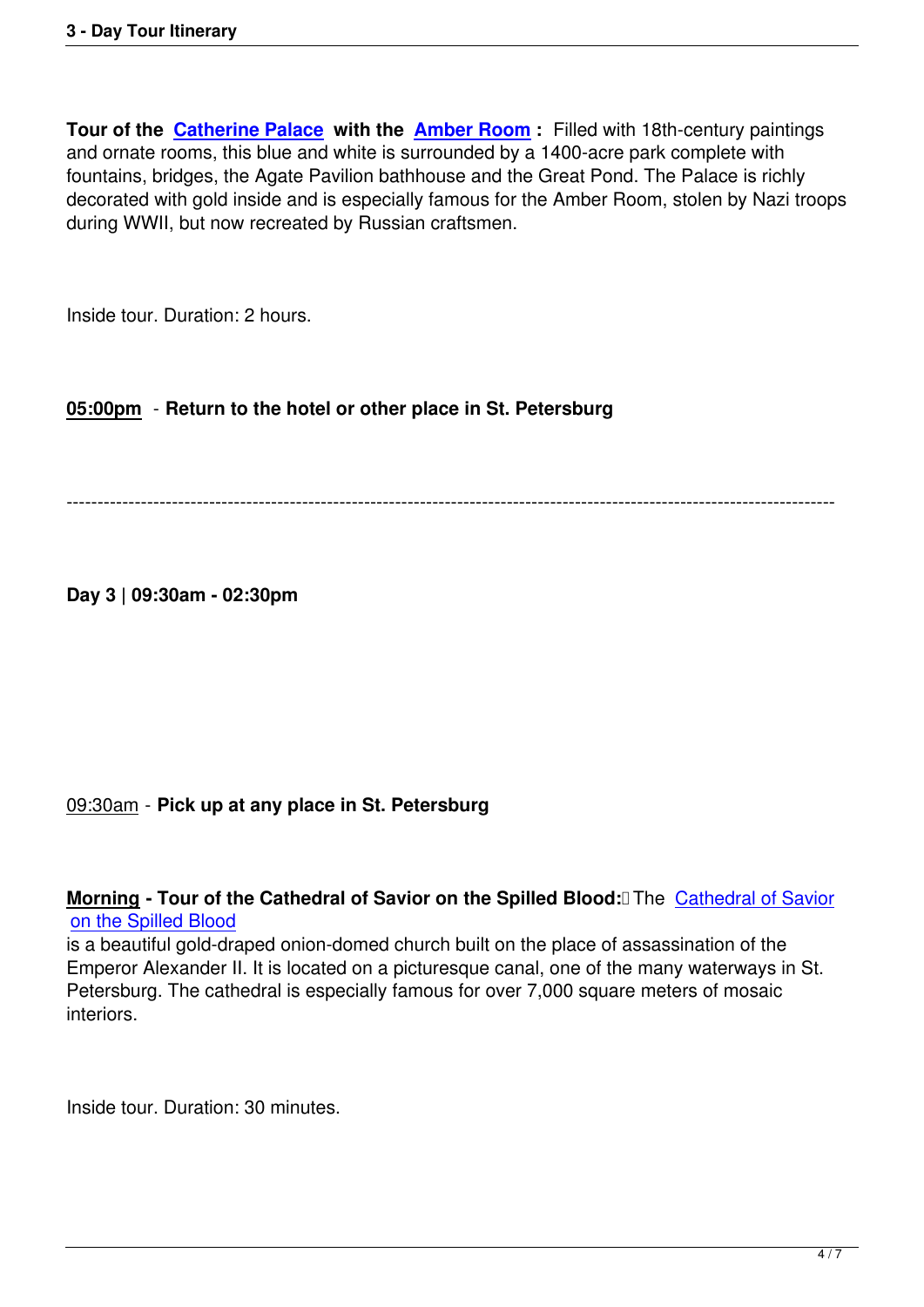**Tour of the Catherine Palace with the Amber Room :** Filled with 18th-century paintings and ornate rooms, this blue and white is surrounded by a 1400-acre park complete with fountains, bridges, the Agate Pavilion bathhouse and the Great Pond. The Palace is richly decorated with gold inside and is especially famous for the Amber Room, stolen by Nazi troops during WWII, but now recreated by Russian craftsmen.

Inside tour. Duration: 2 hours.

**05:00pm - Return to the hotel or other place in St. Petersburg**

---

**Day 3 | 09:30am - 02:30pm**

09:30am - **Pick up at any place in St. Petersburg**

**Morning - Tour of the Cathedral of Savior on the Spilled Blood:** The Cathedral of Savior on the Spilled Blood is a beautiful gold-draped onion-domed church built on the place of assassination of the Emperor Alexander II. It is located on a picturesque canal, one of the many waterways in St. Petersburg. The cathedral is especially famous for over 7,000 square meters of mosaic interiors.

Inside tour. Duration: 30 minutes.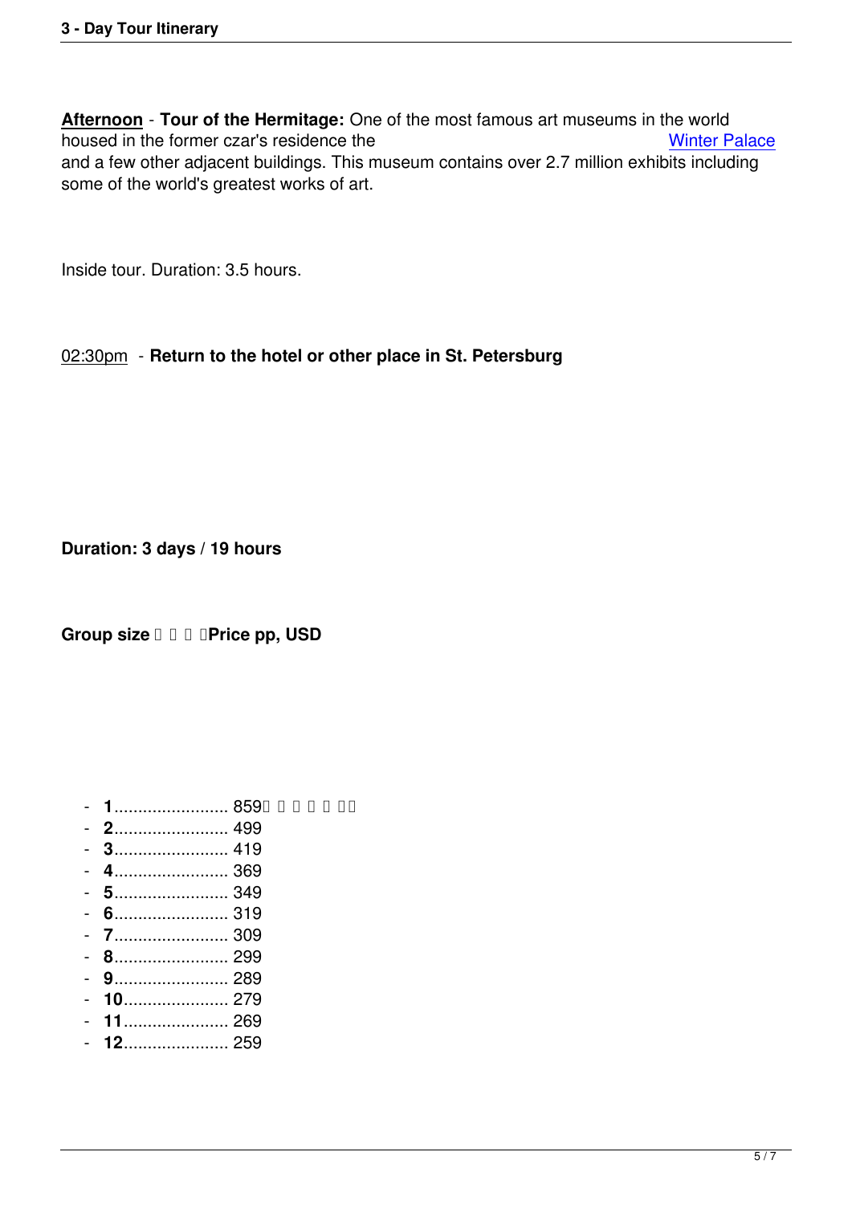**Afternoon** - **Tour of the Hermitage:** One of the most famous art museums in the world housed in the former czar's residence the Winter Palace and a few other adjacent buildings. This museum contains over 2.7 million exhibits including some of the world's greatest works of art.

Inside tour. Duration: 3.5 hours.

02:30pm - **Return to the hotel or other place in St. Petersburg**

**Duration: 3 days / 19 hours**

**Group size Price pp, USD**

- **1**........................ 859
- **2**........................ 499
- **3**........................ 419
- **4**........................ 369
- **5**........................ 349
- **6**........................ 319
- **7**........................ 309
- **8**........................ 299
- **9**........................ 289
- **10**...................... 279
- **11**...................... 269
- **12**...................... 259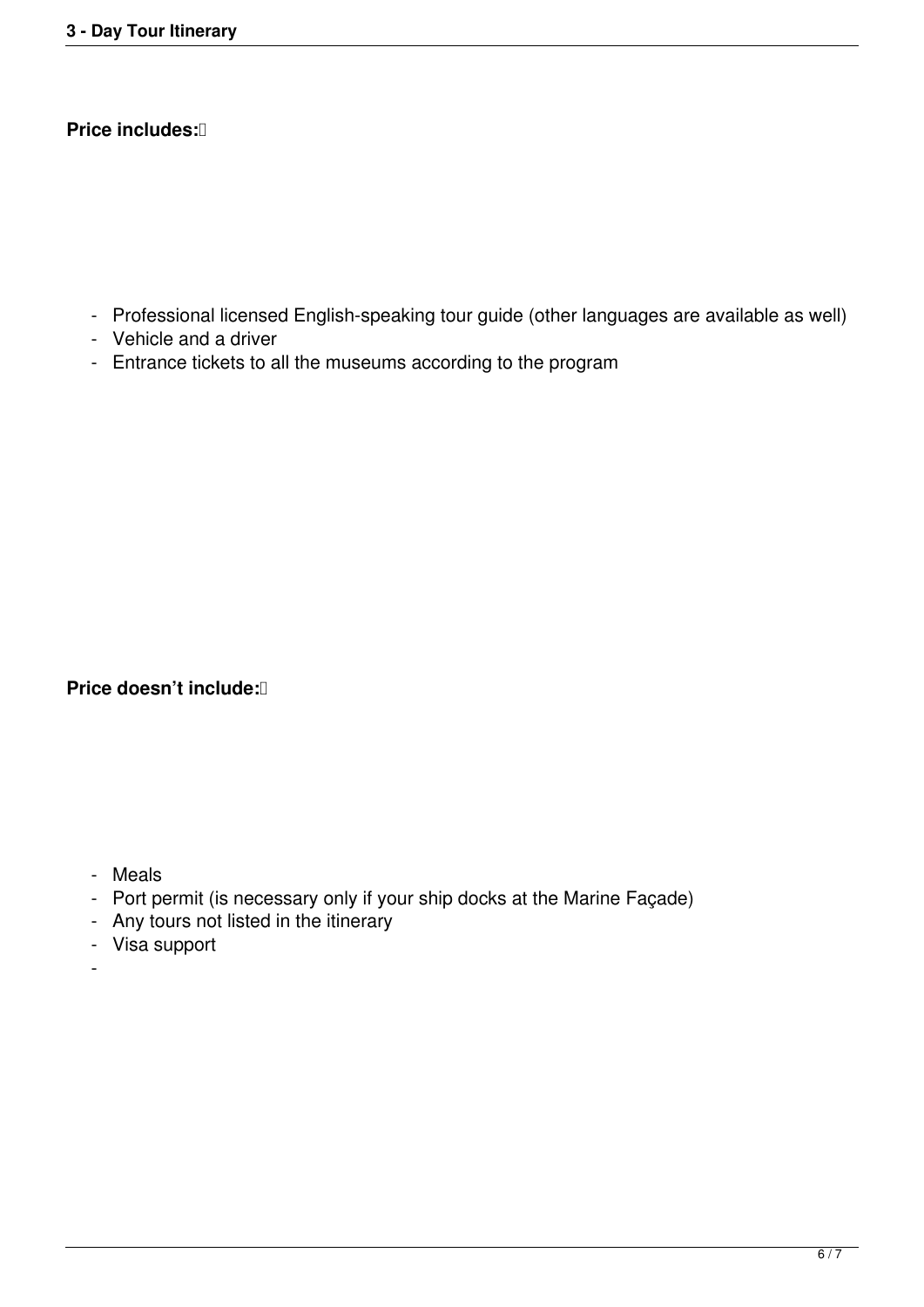**Price includes:**

- Professional licensed English-speaking tour guide (other languages are available as well)
- Vehicle and a driver
- Entrance tickets to all the museums according to the program

**Price doesn't include:**

- Meals
- Port permit (is necessary only if your ship docks at the Marine Façade)
- Any tours not listed in the itinerary
- Visa support
-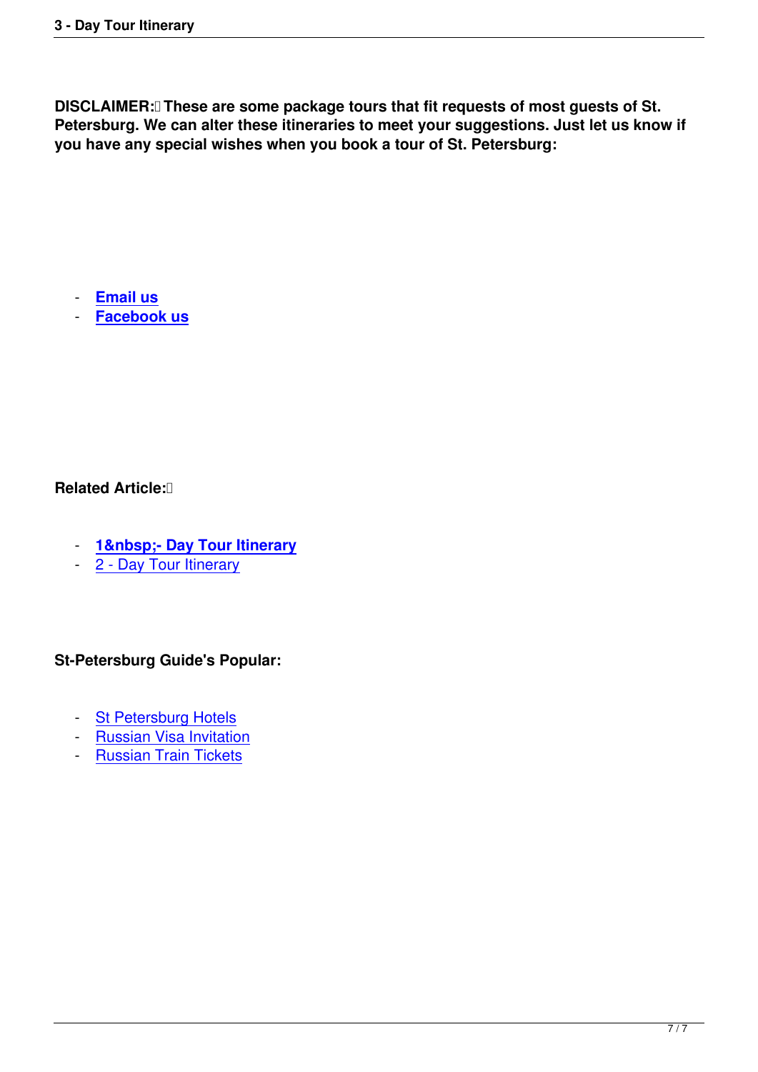**DISCLAIMER: These are some package tours that fit requests of most guests of St. Petersburg. We can alter these itineraries to meet your suggestions. Just let us know if you have any special wishes when you book a tour of St. Petersburg:**

- **Email us**
- **Facebook us**

**Related Article:**

- **1&nbsp;- Day Tour Itinerary**
- 2 - Day Tour Itinerary

**St-Petersburg Guide's Popular:**

- St Petersburg Hotels
- Russian Visa Invitation
- Russian Train Tickets